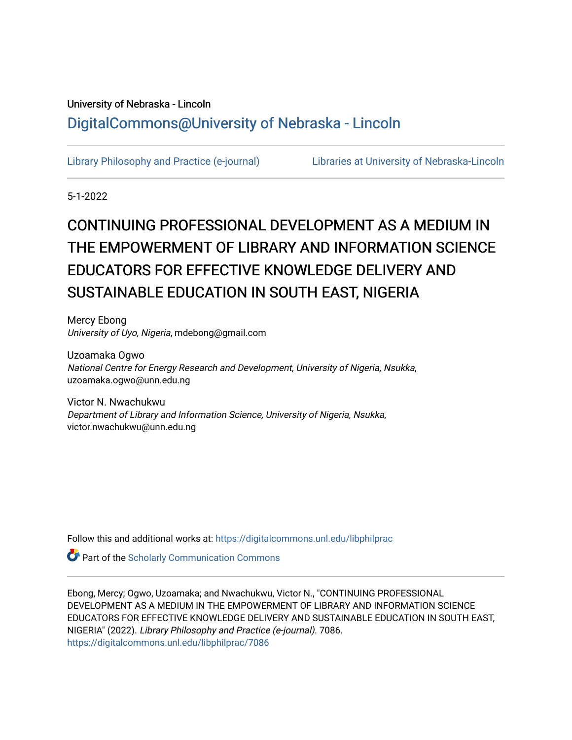University of Nebraska - Lincoln

DigitalCommons@University of Nebraska - Lincoln

Library Philosophy and Practice (e-journal)

Libraries at University of Nebraska-Lincoln

5-1-2022

# CONTINUING PROFESSIONAL DEVELOPMENT AS A MEDIUM IN THE EMPOWERMENT OF LIBRARY AND INFORMATION SCIENCE EDUCATORS FOR EFFECTIVE KNOWLEDGE DELIVERY AND SUSTAINABLE EDUCATION IN SOUTH EAST, NIGERIA

Mercy Ebong
*University of Uyo, Nigeria*, mdebong@gmail.com

Uzoamaka Ogwo
*National Centre for Energy Research and Development, University of Nigeria, Nsukka*, uzoamaka.ogwo@unn.edu.ng

Victor N. Nwachukwu
*Department of Library and Information Science, University of Nigeria, Nsukka*, victor.nwachukwu@unn.edu.ng

Follow this and additional works at: https://digitalcommons.unl.edu/libphilprac

Part of the Scholarly Communication Commons

Ebong, Mercy; Ogwo, Uzoamaka; and Nwachukwu, Victor N., "CONTINUING PROFESSIONAL DEVELOPMENT AS A MEDIUM IN THE EMPOWERMENT OF LIBRARY AND INFORMATION SCIENCE EDUCATORS FOR EFFECTIVE KNOWLEDGE DELIVERY AND SUSTAINABLE EDUCATION IN SOUTH EAST, NIGERIA" (2022). *Library Philosophy and Practice (e-journal)*. 7086.
https://digitalcommons.unl.edu/libphilprac/7086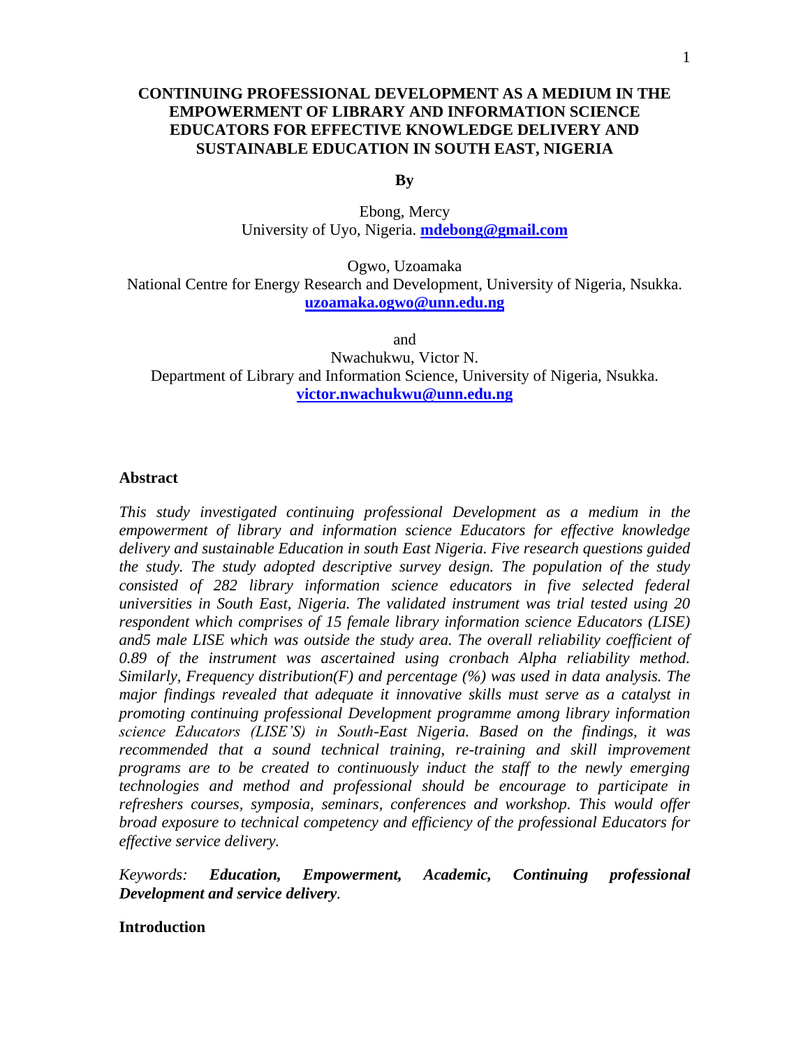# CONTINUING PROFESSIONAL DEVELOPMENT AS A MEDIUM IN THE EMPOWERMENT OF LIBRARY AND INFORMATION SCIENCE EDUCATORS FOR EFFECTIVE KNOWLEDGE DELIVERY AND SUSTAINABLE EDUCATION IN SOUTH EAST, NIGERIA

**By**

Ebong, Mercy
University of Uyo, Nigeria. **mdebong@gmail.com**

Ogwo, Uzoamaka
National Centre for Energy Research and Development, University of Nigeria, Nsukka.
**uzoamaka.ogwo@unn.edu.ng**

and

Nwachukwu, Victor N.
Department of Library and Information Science, University of Nigeria, Nsukka.
**victor.nwachukwu@unn.edu.ng**

## Abstract

*This study investigated continuing professional Development as a medium in the empowerment of library and information science Educators for effective knowledge delivery and sustainable Education in south East Nigeria. Five research questions guided the study. The study adopted descriptive survey design. The population of the study consisted of 282 library information science educators in five selected federal universities in South East, Nigeria. The validated instrument was trial tested using 20 respondent which comprises of 15 female library information science Educators (LISE) and5 male LISE which was outside the study area. The overall reliability coefficient of 0.89 of the instrument was ascertained using cronbach Alpha reliability method. Similarly, Frequency distribution(F) and percentage (%) was used in data analysis. The major findings revealed that adequate it innovative skills must serve as a catalyst in promoting continuing professional Development programme among library information science Educators (LISE'S) in South-East Nigeria. Based on the findings, it was recommended that a sound technical training, re-training and skill improvement programs are to be created to continuously induct the staff to the newly emerging technologies and method and professional should be encourage to participate in refreshers courses, symposia, seminars, conferences and workshop. This would offer broad exposure to technical competency and efficiency of the professional Educators for effective service delivery.*

*Keywords:* ***Education, Empowerment, Academic, Continuing professional Development and service delivery***.

## Introduction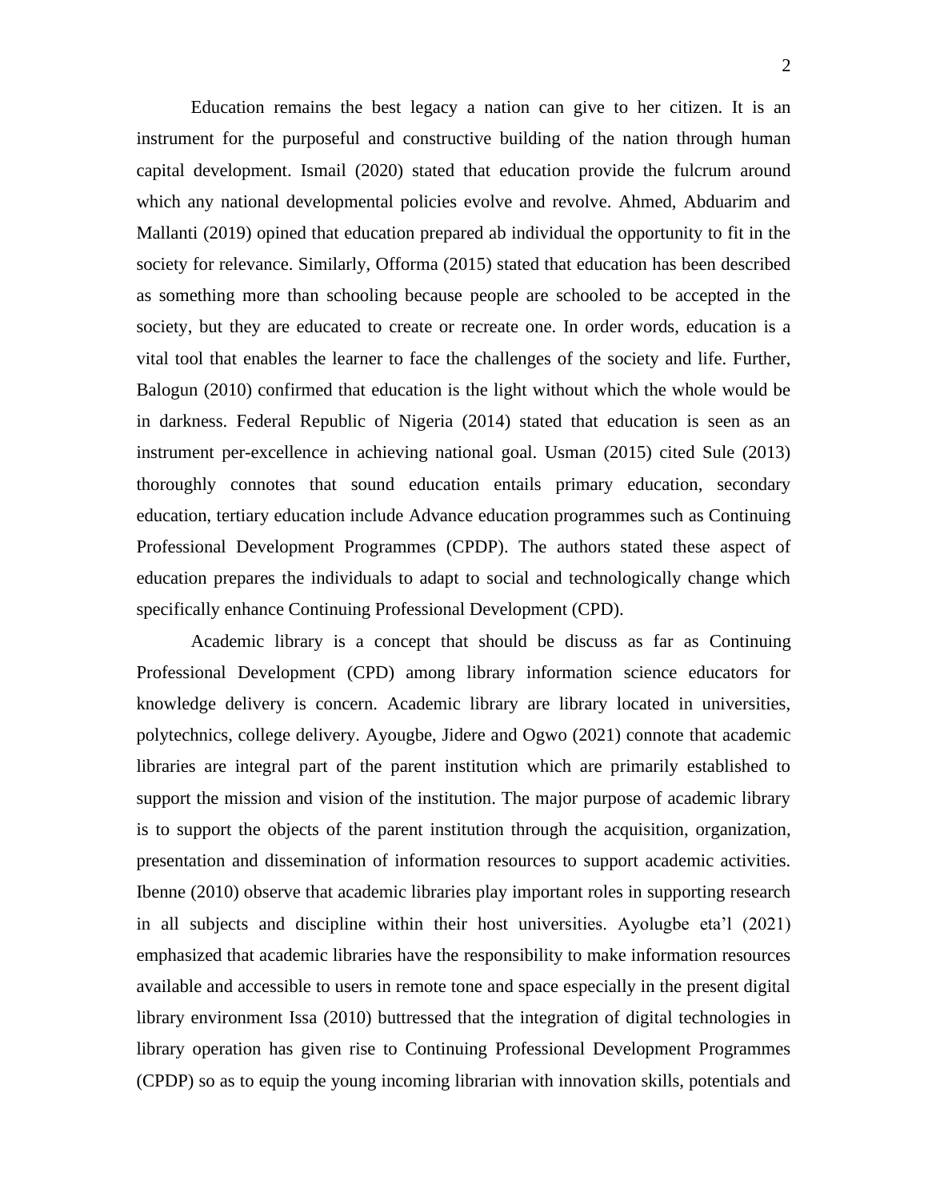Education remains the best legacy a nation can give to her citizen. It is an instrument for the purposeful and constructive building of the nation through human capital development. Ismail (2020) stated that education provide the fulcrum around which any national developmental policies evolve and revolve. Ahmed, Abduarim and Mallanti (2019) opined that education prepared ab individual the opportunity to fit in the society for relevance. Similarly, Offorma (2015) stated that education has been described as something more than schooling because people are schooled to be accepted in the society, but they are educated to create or recreate one. In order words, education is a vital tool that enables the learner to face the challenges of the society and life. Further, Balogun (2010) confirmed that education is the light without which the whole would be in darkness. Federal Republic of Nigeria (2014) stated that education is seen as an instrument per-excellence in achieving national goal. Usman (2015) cited Sule (2013) thoroughly connotes that sound education entails primary education, secondary education, tertiary education include Advance education programmes such as Continuing Professional Development Programmes (CPDP). The authors stated these aspect of education prepares the individuals to adapt to social and technologically change which specifically enhance Continuing Professional Development (CPD).

Academic library is a concept that should be discuss as far as Continuing Professional Development (CPD) among library information science educators for knowledge delivery is concern. Academic library are library located in universities, polytechnics, college delivery. Ayougbe, Jidere and Ogwo (2021) connote that academic libraries are integral part of the parent institution which are primarily established to support the mission and vision of the institution. The major purpose of academic library is to support the objects of the parent institution through the acquisition, organization, presentation and dissemination of information resources to support academic activities. Ibenne (2010) observe that academic libraries play important roles in supporting research in all subjects and discipline within their host universities. Ayolugbe eta'l (2021) emphasized that academic libraries have the responsibility to make information resources available and accessible to users in remote tone and space especially in the present digital library environment Issa (2010) buttressed that the integration of digital technologies in library operation has given rise to Continuing Professional Development Programmes (CPDP) so as to equip the young incoming librarian with innovation skills, potentials and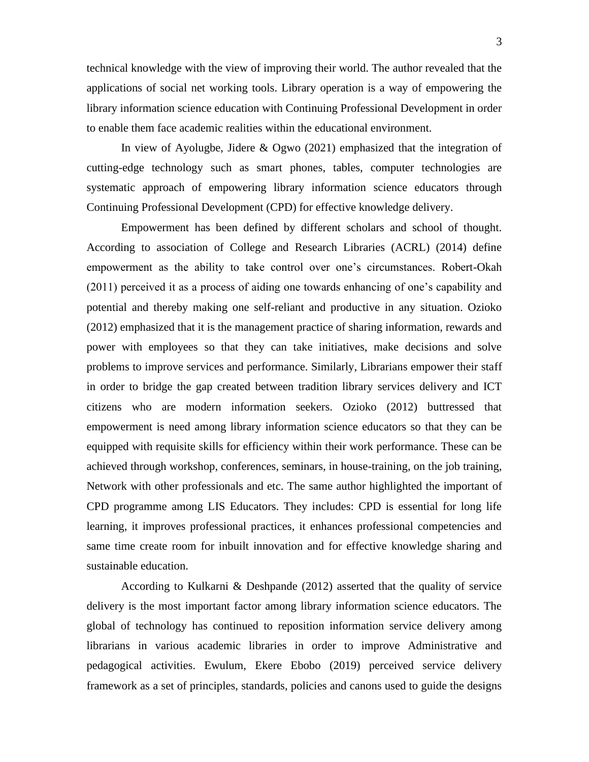technical knowledge with the view of improving their world. The author revealed that the applications of social net working tools. Library operation is a way of empowering the library information science education with Continuing Professional Development in order to enable them face academic realities within the educational environment.

In view of Ayolugbe, Jidere & Ogwo (2021) emphasized that the integration of cutting-edge technology such as smart phones, tables, computer technologies are systematic approach of empowering library information science educators through Continuing Professional Development (CPD) for effective knowledge delivery.

Empowerment has been defined by different scholars and school of thought. According to association of College and Research Libraries (ACRL) (2014) define empowerment as the ability to take control over one's circumstances. Robert-Okah (2011) perceived it as a process of aiding one towards enhancing of one's capability and potential and thereby making one self-reliant and productive in any situation. Ozioko (2012) emphasized that it is the management practice of sharing information, rewards and power with employees so that they can take initiatives, make decisions and solve problems to improve services and performance. Similarly, Librarians empower their staff in order to bridge the gap created between tradition library services delivery and ICT citizens who are modern information seekers. Ozioko (2012) buttressed that empowerment is need among library information science educators so that they can be equipped with requisite skills for efficiency within their work performance. These can be achieved through workshop, conferences, seminars, in house-training, on the job training, Network with other professionals and etc. The same author highlighted the important of CPD programme among LIS Educators. They includes: CPD is essential for long life learning, it improves professional practices, it enhances professional competencies and same time create room for inbuilt innovation and for effective knowledge sharing and sustainable education.

According to Kulkarni & Deshpande (2012) asserted that the quality of service delivery is the most important factor among library information science educators. The global of technology has continued to reposition information service delivery among librarians in various academic libraries in order to improve Administrative and pedagogical activities. Ewulum, Ekere Ebobo (2019) perceived service delivery framework as a set of principles, standards, policies and canons used to guide the designs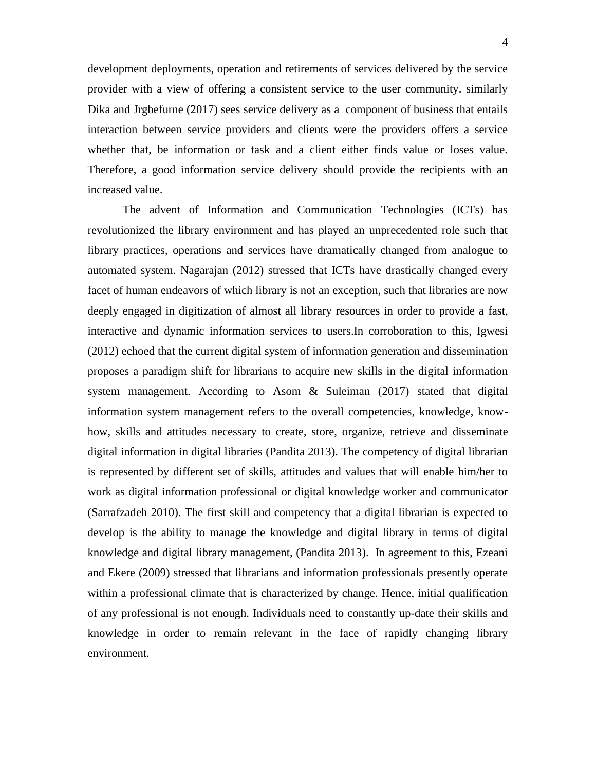development deployments, operation and retirements of services delivered by the service provider with a view of offering a consistent service to the user community. similarly Dika and Jrgbefurne (2017) sees service delivery as a component of business that entails interaction between service providers and clients were the providers offers a service whether that, be information or task and a client either finds value or loses value. Therefore, a good information service delivery should provide the recipients with an increased value.

The advent of Information and Communication Technologies (ICTs) has revolutionized the library environment and has played an unprecedented role such that library practices, operations and services have dramatically changed from analogue to automated system. Nagarajan (2012) stressed that ICTs have drastically changed every facet of human endeavors of which library is not an exception, such that libraries are now deeply engaged in digitization of almost all library resources in order to provide a fast, interactive and dynamic information services to users.In corroboration to this, Igwesi (2012) echoed that the current digital system of information generation and dissemination proposes a paradigm shift for librarians to acquire new skills in the digital information system management. According to Asom & Suleiman (2017) stated that digital information system management refers to the overall competencies, knowledge, know-how, skills and attitudes necessary to create, store, organize, retrieve and disseminate digital information in digital libraries (Pandita 2013). The competency of digital librarian is represented by different set of skills, attitudes and values that will enable him/her to work as digital information professional or digital knowledge worker and communicator (Sarrafzadeh 2010). The first skill and competency that a digital librarian is expected to develop is the ability to manage the knowledge and digital library in terms of digital knowledge and digital library management, (Pandita 2013). In agreement to this, Ezeani and Ekere (2009) stressed that librarians and information professionals presently operate within a professional climate that is characterized by change. Hence, initial qualification of any professional is not enough. Individuals need to constantly up-date their skills and knowledge in order to remain relevant in the face of rapidly changing library environment.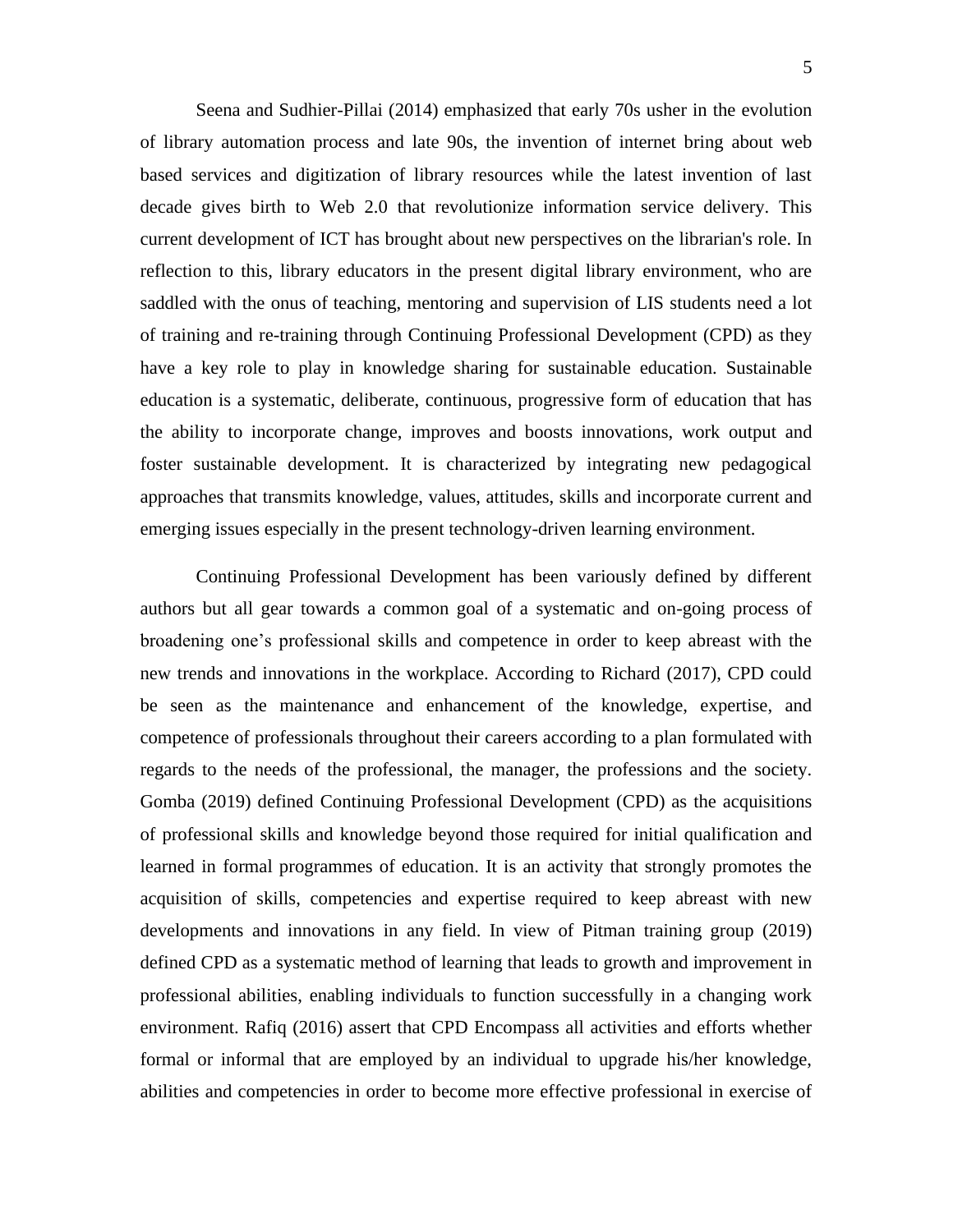Seena and Sudhier-Pillai (2014) emphasized that early 70s usher in the evolution of library automation process and late 90s, the invention of internet bring about web based services and digitization of library resources while the latest invention of last decade gives birth to Web 2.0 that revolutionize information service delivery. This current development of ICT has brought about new perspectives on the librarian's role. In reflection to this, library educators in the present digital library environment, who are saddled with the onus of teaching, mentoring and supervision of LIS students need a lot of training and re-training through Continuing Professional Development (CPD) as they have a key role to play in knowledge sharing for sustainable education. Sustainable education is a systematic, deliberate, continuous, progressive form of education that has the ability to incorporate change, improves and boosts innovations, work output and foster sustainable development. It is characterized by integrating new pedagogical approaches that transmits knowledge, values, attitudes, skills and incorporate current and emerging issues especially in the present technology-driven learning environment.

Continuing Professional Development has been variously defined by different authors but all gear towards a common goal of a systematic and on-going process of broadening one's professional skills and competence in order to keep abreast with the new trends and innovations in the workplace. According to Richard (2017), CPD could be seen as the maintenance and enhancement of the knowledge, expertise, and competence of professionals throughout their careers according to a plan formulated with regards to the needs of the professional, the manager, the professions and the society. Gomba (2019) defined Continuing Professional Development (CPD) as the acquisitions of professional skills and knowledge beyond those required for initial qualification and learned in formal programmes of education. It is an activity that strongly promotes the acquisition of skills, competencies and expertise required to keep abreast with new developments and innovations in any field. In view of Pitman training group (2019) defined CPD as a systematic method of learning that leads to growth and improvement in professional abilities, enabling individuals to function successfully in a changing work environment. Rafiq (2016) assert that CPD Encompass all activities and efforts whether formal or informal that are employed by an individual to upgrade his/her knowledge, abilities and competencies in order to become more effective professional in exercise of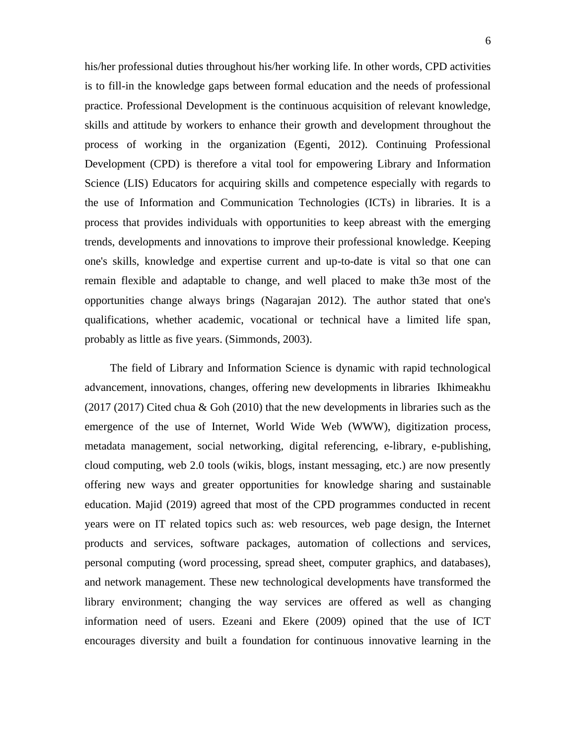his/her professional duties throughout his/her working life. In other words, CPD activities is to fill-in the knowledge gaps between formal education and the needs of professional practice. Professional Development is the continuous acquisition of relevant knowledge, skills and attitude by workers to enhance their growth and development throughout the process of working in the organization (Egenti, 2012). Continuing Professional Development (CPD) is therefore a vital tool for empowering Library and Information Science (LIS) Educators for acquiring skills and competence especially with regards to the use of Information and Communication Technologies (ICTs) in libraries. It is a process that provides individuals with opportunities to keep abreast with the emerging trends, developments and innovations to improve their professional knowledge. Keeping one's skills, knowledge and expertise current and up-to-date is vital so that one can remain flexible and adaptable to change, and well placed to make th3e most of the opportunities change always brings (Nagarajan 2012). The author stated that one's qualifications, whether academic, vocational or technical have a limited life span, probably as little as five years. (Simmonds, 2003).

The field of Library and Information Science is dynamic with rapid technological advancement, innovations, changes, offering new developments in libraries Ikhimeakhu (2017 (2017) Cited chua & Goh (2010) that the new developments in libraries such as the emergence of the use of Internet, World Wide Web (WWW), digitization process, metadata management, social networking, digital referencing, e-library, e-publishing, cloud computing, web 2.0 tools (wikis, blogs, instant messaging, etc.) are now presently offering new ways and greater opportunities for knowledge sharing and sustainable education. Majid (2019) agreed that most of the CPD programmes conducted in recent years were on IT related topics such as: web resources, web page design, the Internet products and services, software packages, automation of collections and services, personal computing (word processing, spread sheet, computer graphics, and databases), and network management. These new technological developments have transformed the library environment; changing the way services are offered as well as changing information need of users. Ezeani and Ekere (2009) opined that the use of ICT encourages diversity and built a foundation for continuous innovative learning in the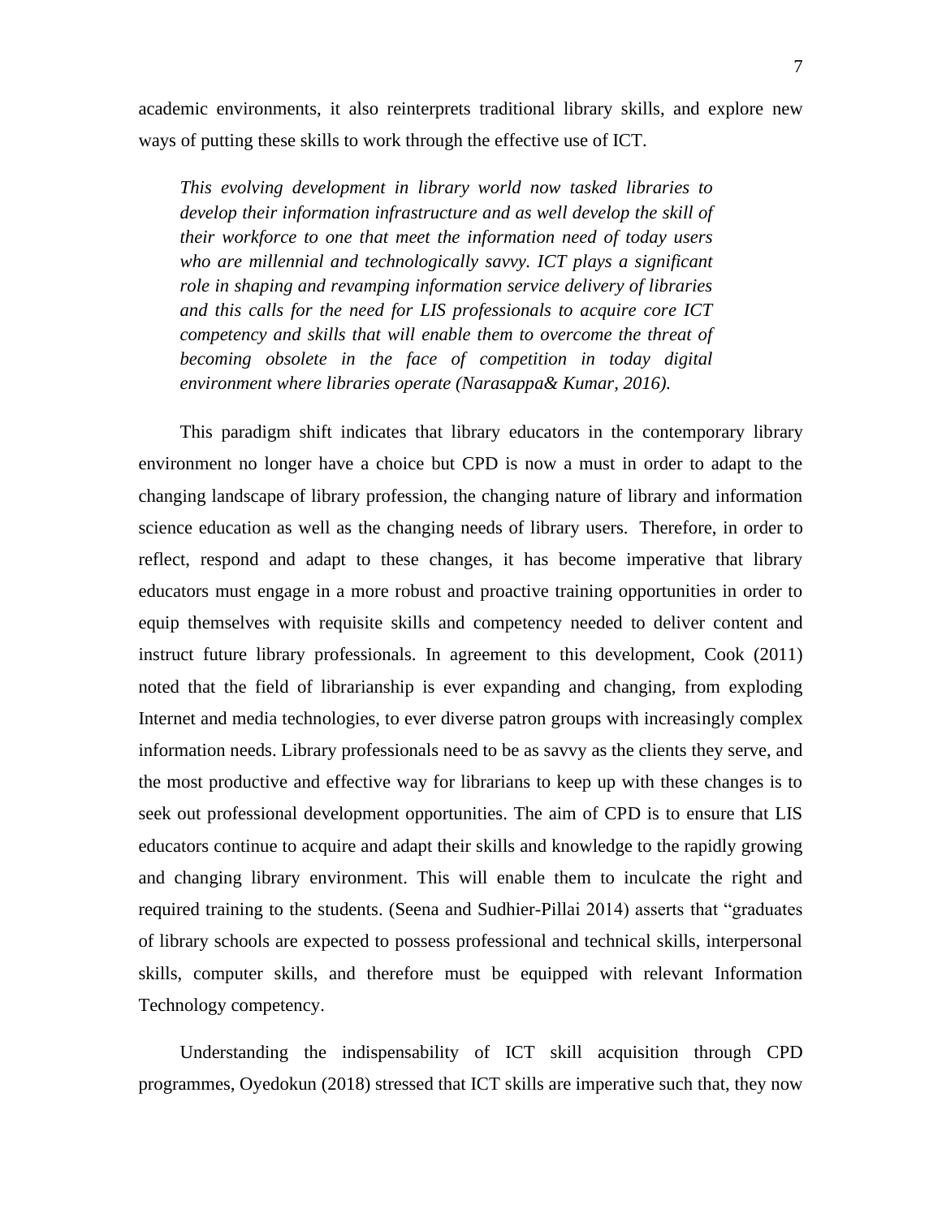academic environments, it also reinterprets traditional library skills, and explore new ways of putting these skills to work through the effective use of ICT.

> *This evolving development in library world now tasked libraries to develop their information infrastructure and as well develop the skill of their workforce to one that meet the information need of today users who are millennial and technologically savvy. ICT plays a significant role in shaping and revamping information service delivery of libraries and this calls for the need for LIS professionals to acquire core ICT competency and skills that will enable them to overcome the threat of becoming obsolete in the face of competition in today digital environment where libraries operate (Narasappa& Kumar, 2016).*

This paradigm shift indicates that library educators in the contemporary library environment no longer have a choice but CPD is now a must in order to adapt to the changing landscape of library profession, the changing nature of library and information science education as well as the changing needs of library users. Therefore, in order to reflect, respond and adapt to these changes, it has become imperative that library educators must engage in a more robust and proactive training opportunities in order to equip themselves with requisite skills and competency needed to deliver content and instruct future library professionals. In agreement to this development, Cook (2011) noted that the field of librarianship is ever expanding and changing, from exploding Internet and media technologies, to ever diverse patron groups with increasingly complex information needs. Library professionals need to be as savvy as the clients they serve, and the most productive and effective way for librarians to keep up with these changes is to seek out professional development opportunities. The aim of CPD is to ensure that LIS educators continue to acquire and adapt their skills and knowledge to the rapidly growing and changing library environment. This will enable them to inculcate the right and required training to the students. (Seena and Sudhier-Pillai 2014) asserts that "graduates of library schools are expected to possess professional and technical skills, interpersonal skills, computer skills, and therefore must be equipped with relevant Information Technology competency.

Understanding the indispensability of ICT skill acquisition through CPD programmes, Oyedokun (2018) stressed that ICT skills are imperative such that, they now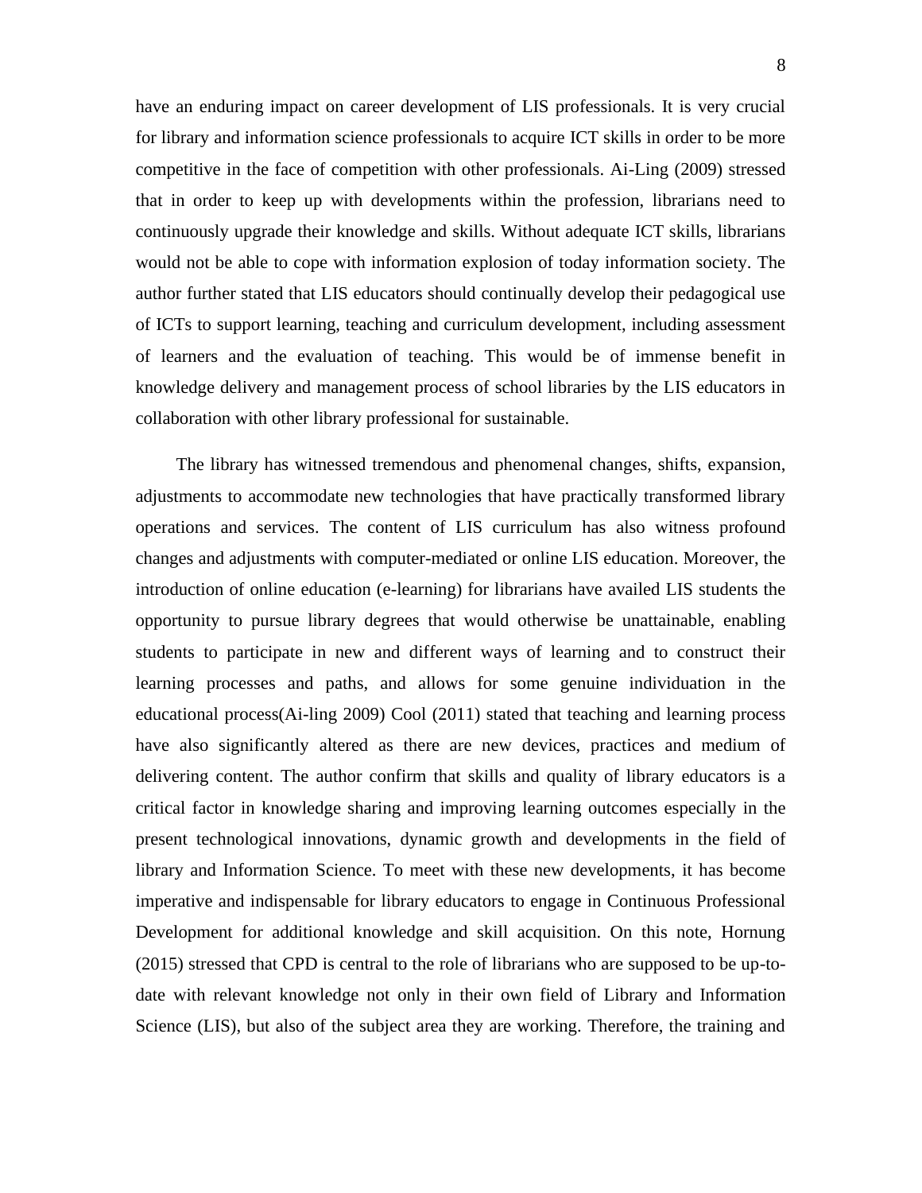have an enduring impact on career development of LIS professionals. It is very crucial for library and information science professionals to acquire ICT skills in order to be more competitive in the face of competition with other professionals. Ai-Ling (2009) stressed that in order to keep up with developments within the profession, librarians need to continuously upgrade their knowledge and skills. Without adequate ICT skills, librarians would not be able to cope with information explosion of today information society. The author further stated that LIS educators should continually develop their pedagogical use of ICTs to support learning, teaching and curriculum development, including assessment of learners and the evaluation of teaching. This would be of immense benefit in knowledge delivery and management process of school libraries by the LIS educators in collaboration with other library professional for sustainable.

The library has witnessed tremendous and phenomenal changes, shifts, expansion, adjustments to accommodate new technologies that have practically transformed library operations and services. The content of LIS curriculum has also witness profound changes and adjustments with computer-mediated or online LIS education. Moreover, the introduction of online education (e-learning) for librarians have availed LIS students the opportunity to pursue library degrees that would otherwise be unattainable, enabling students to participate in new and different ways of learning and to construct their learning processes and paths, and allows for some genuine individuation in the educational process(Ai-ling 2009) Cool (2011) stated that teaching and learning process have also significantly altered as there are new devices, practices and medium of delivering content. The author confirm that skills and quality of library educators is a critical factor in knowledge sharing and improving learning outcomes especially in the present technological innovations, dynamic growth and developments in the field of library and Information Science. To meet with these new developments, it has become imperative and indispensable for library educators to engage in Continuous Professional Development for additional knowledge and skill acquisition. On this note, Hornung (2015) stressed that CPD is central to the role of librarians who are supposed to be up-to-date with relevant knowledge not only in their own field of Library and Information Science (LIS), but also of the subject area they are working. Therefore, the training and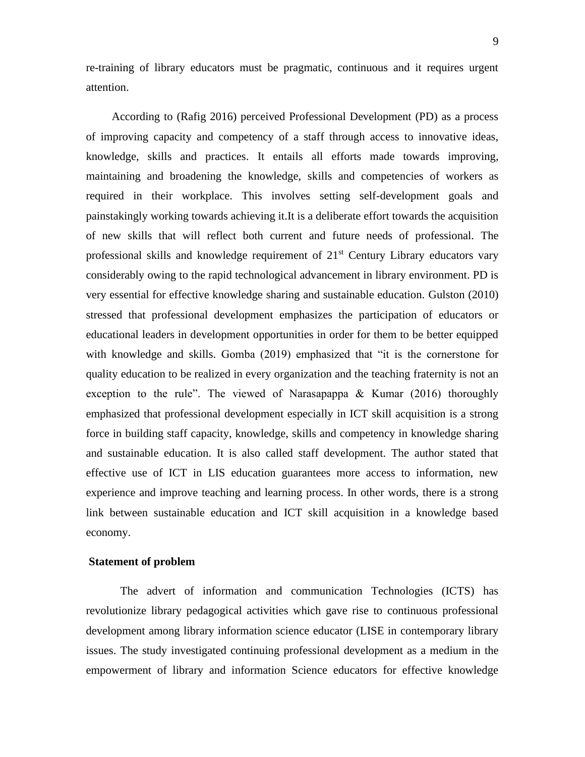re-training of library educators must be pragmatic, continuous and it requires urgent attention.

According to (Rafig 2016) perceived Professional Development (PD) as a process of improving capacity and competency of a staff through access to innovative ideas, knowledge, skills and practices. It entails all efforts made towards improving, maintaining and broadening the knowledge, skills and competencies of workers as required in their workplace. This involves setting self-development goals and painstakingly working towards achieving it.It is a deliberate effort towards the acquisition of new skills that will reflect both current and future needs of professional. The professional skills and knowledge requirement of 21st Century Library educators vary considerably owing to the rapid technological advancement in library environment. PD is very essential for effective knowledge sharing and sustainable education. Gulston (2010) stressed that professional development emphasizes the participation of educators or educational leaders in development opportunities in order for them to be better equipped with knowledge and skills. Gomba (2019) emphasized that "it is the cornerstone for quality education to be realized in every organization and the teaching fraternity is not an exception to the rule". The viewed of Narasapappa & Kumar (2016) thoroughly emphasized that professional development especially in ICT skill acquisition is a strong force in building staff capacity, knowledge, skills and competency in knowledge sharing and sustainable education. It is also called staff development. The author stated that effective use of ICT in LIS education guarantees more access to information, new experience and improve teaching and learning process. In other words, there is a strong link between sustainable education and ICT skill acquisition in a knowledge based economy.

**Statement of problem**

The advert of information and communication Technologies (ICTS) has revolutionize library pedagogical activities which gave rise to continuous professional development among library information science educator (LISE in contemporary library issues. The study investigated continuing professional development as a medium in the empowerment of library and information Science educators for effective knowledge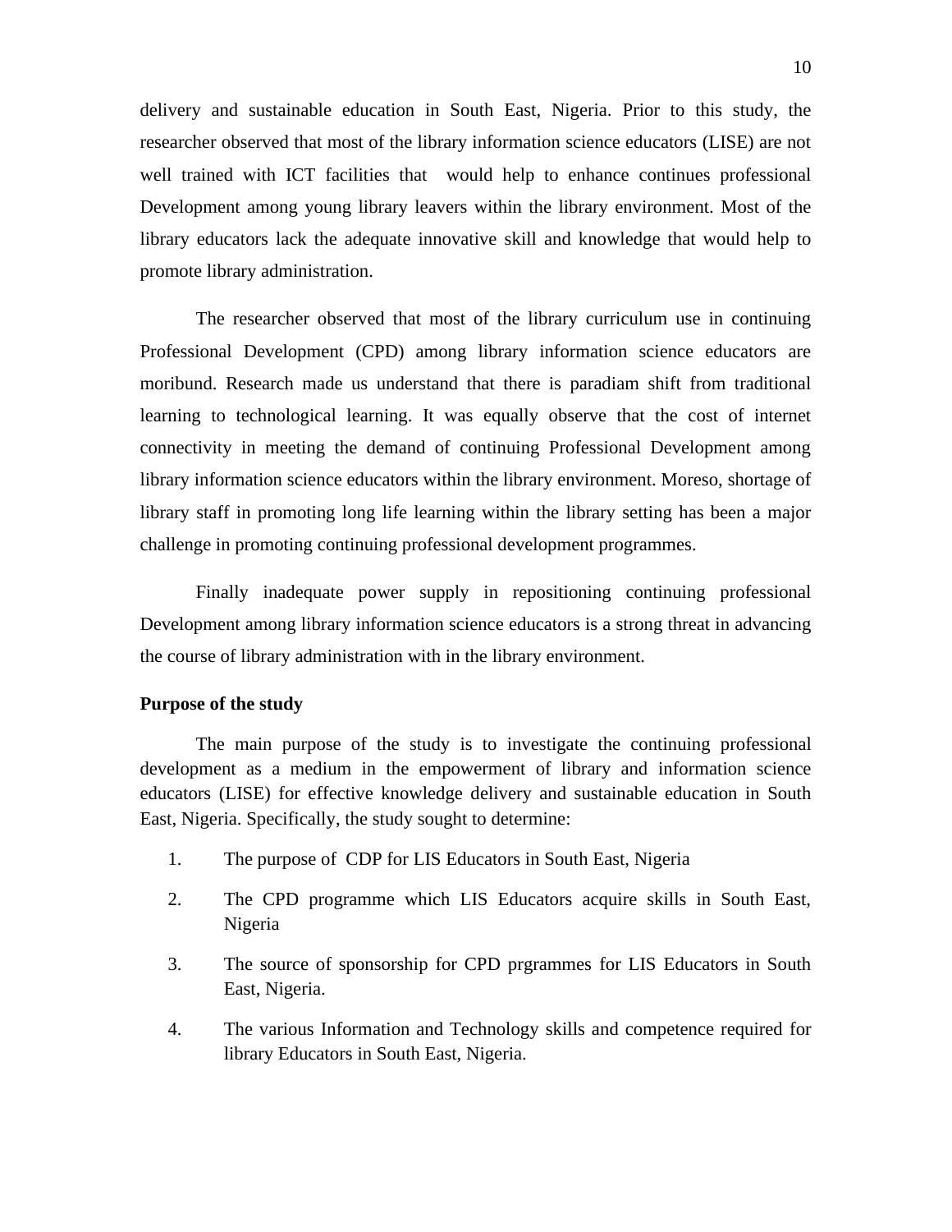delivery and sustainable education in South East, Nigeria. Prior to this study, the researcher observed that most of the library information science educators (LISE) are not well trained with ICT facilities that would help to enhance continues professional Development among young library leavers within the library environment. Most of the library educators lack the adequate innovative skill and knowledge that would help to promote library administration.

The researcher observed that most of the library curriculum use in continuing Professional Development (CPD) among library information science educators are moribund. Research made us understand that there is paradiam shift from traditional learning to technological learning. It was equally observe that the cost of internet connectivity in meeting the demand of continuing Professional Development among library information science educators within the library environment. Moreso, shortage of library staff in promoting long life learning within the library setting has been a major challenge in promoting continuing professional development programmes.

Finally inadequate power supply in repositioning continuing professional Development among library information science educators is a strong threat in advancing the course of library administration with in the library environment.

**Purpose of the study**

The main purpose of the study is to investigate the continuing professional development as a medium in the empowerment of library and information science educators (LISE) for effective knowledge delivery and sustainable education in South East, Nigeria. Specifically, the study sought to determine:

1. The purpose of CDP for LIS Educators in South East, Nigeria
2. The CPD programme which LIS Educators acquire skills in South East, Nigeria
3. The source of sponsorship for CPD prgrammes for LIS Educators in South East, Nigeria.
4. The various Information and Technology skills and competence required for library Educators in South East, Nigeria.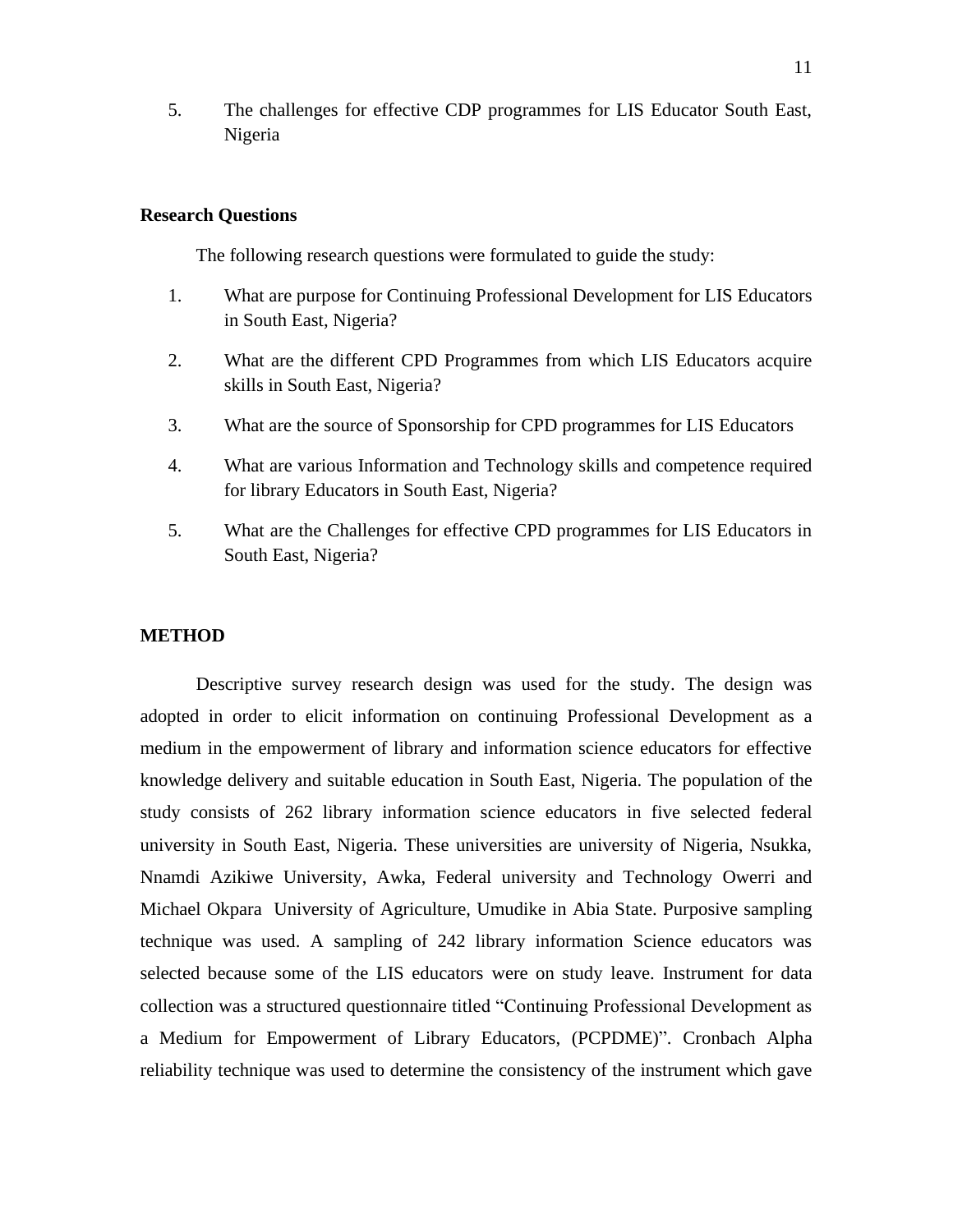5. The challenges for effective CDP programmes for LIS Educator South East, Nigeria

## Research Questions

The following research questions were formulated to guide the study:

1. What are purpose for Continuing Professional Development for LIS Educators in South East, Nigeria?
2. What are the different CPD Programmes from which LIS Educators acquire skills in South East, Nigeria?
3. What are the source of Sponsorship for CPD programmes for LIS Educators
4. What are various Information and Technology skills and competence required for library Educators in South East, Nigeria?
5. What are the Challenges for effective CPD programmes for LIS Educators in South East, Nigeria?

## METHOD

Descriptive survey research design was used for the study. The design was adopted in order to elicit information on continuing Professional Development as a medium in the empowerment of library and information science educators for effective knowledge delivery and suitable education in South East, Nigeria. The population of the study consists of 262 library information science educators in five selected federal university in South East, Nigeria. These universities are university of Nigeria, Nsukka, Nnamdi Azikiwe University, Awka, Federal university and Technology Owerri and Michael Okpara University of Agriculture, Umudike in Abia State. Purposive sampling technique was used. A sampling of 242 library information Science educators was selected because some of the LIS educators were on study leave. Instrument for data collection was a structured questionnaire titled "Continuing Professional Development as a Medium for Empowerment of Library Educators, (PCPDME)". Cronbach Alpha reliability technique was used to determine the consistency of the instrument which gave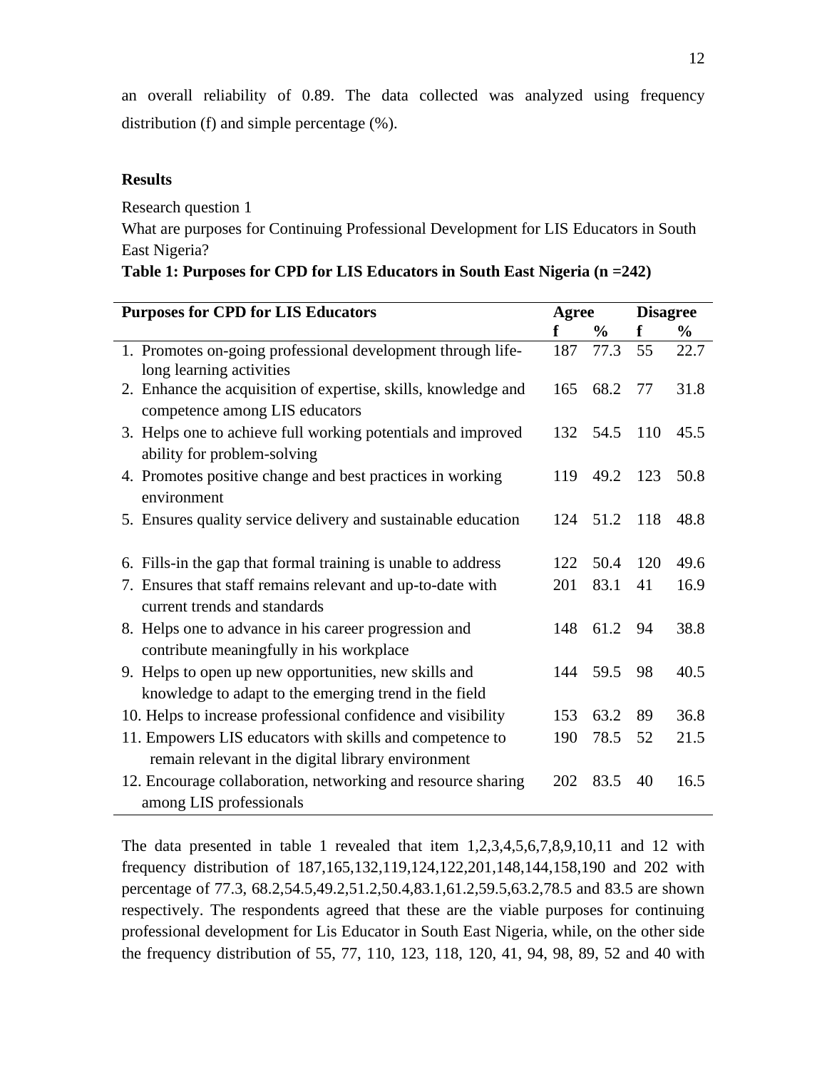an overall reliability of 0.89. The data collected was analyzed using frequency distribution (f) and simple percentage (%).

**Results**

Research question 1

What are purposes for Continuing Professional Development for LIS Educators in South East Nigeria?

**Table 1: Purposes for CPD for LIS Educators in South East Nigeria (n =242)**

| Purposes for CPD for LIS Educators | Agree | | Disagree | |
|---|---|---|---|---|
| | f | % | f | % |
| 1. Promotes on-going professional development through life-long learning activities | 187 | 77.3 | 55 | 22.7 |
| 2. Enhance the acquisition of expertise, skills, knowledge and competence among LIS educators | 165 | 68.2 | 77 | 31.8 |
| 3. Helps one to achieve full working potentials and improved ability for problem-solving | 132 | 54.5 | 110 | 45.5 |
| 4. Promotes positive change and best practices in working environment | 119 | 49.2 | 123 | 50.8 |
| 5. Ensures quality service delivery and sustainable education | 124 | 51.2 | 118 | 48.8 |
| 6. Fills-in the gap that formal training is unable to address | 122 | 50.4 | 120 | 49.6 |
| 7. Ensures that staff remains relevant and up-to-date with current trends and standards | 201 | 83.1 | 41 | 16.9 |
| 8. Helps one to advance in his career progression and contribute meaningfully in his workplace | 148 | 61.2 | 94 | 38.8 |
| 9. Helps to open up new opportunities, new skills and knowledge to adapt to the emerging trend in the field | 144 | 59.5 | 98 | 40.5 |
| 10. Helps to increase professional confidence and visibility | 153 | 63.2 | 89 | 36.8 |
| 11. Empowers LIS educators with skills and competence to remain relevant in the digital library environment | 190 | 78.5 | 52 | 21.5 |
| 12. Encourage collaboration, networking and resource sharing among LIS professionals | 202 | 83.5 | 40 | 16.5 |

The data presented in table 1 revealed that item 1,2,3,4,5,6,7,8,9,10,11 and 12 with frequency distribution of 187,165,132,119,124,122,201,148,144,158,190 and 202 with percentage of 77.3, 68.2,54.5,49.2,51.2,50.4,83.1,61.2,59.5,63.2,78.5 and 83.5 are shown respectively. The respondents agreed that these are the viable purposes for continuing professional development for Lis Educator in South East Nigeria, while, on the other side the frequency distribution of 55, 77, 110, 123, 118, 120, 41, 94, 98, 89, 52 and 40 with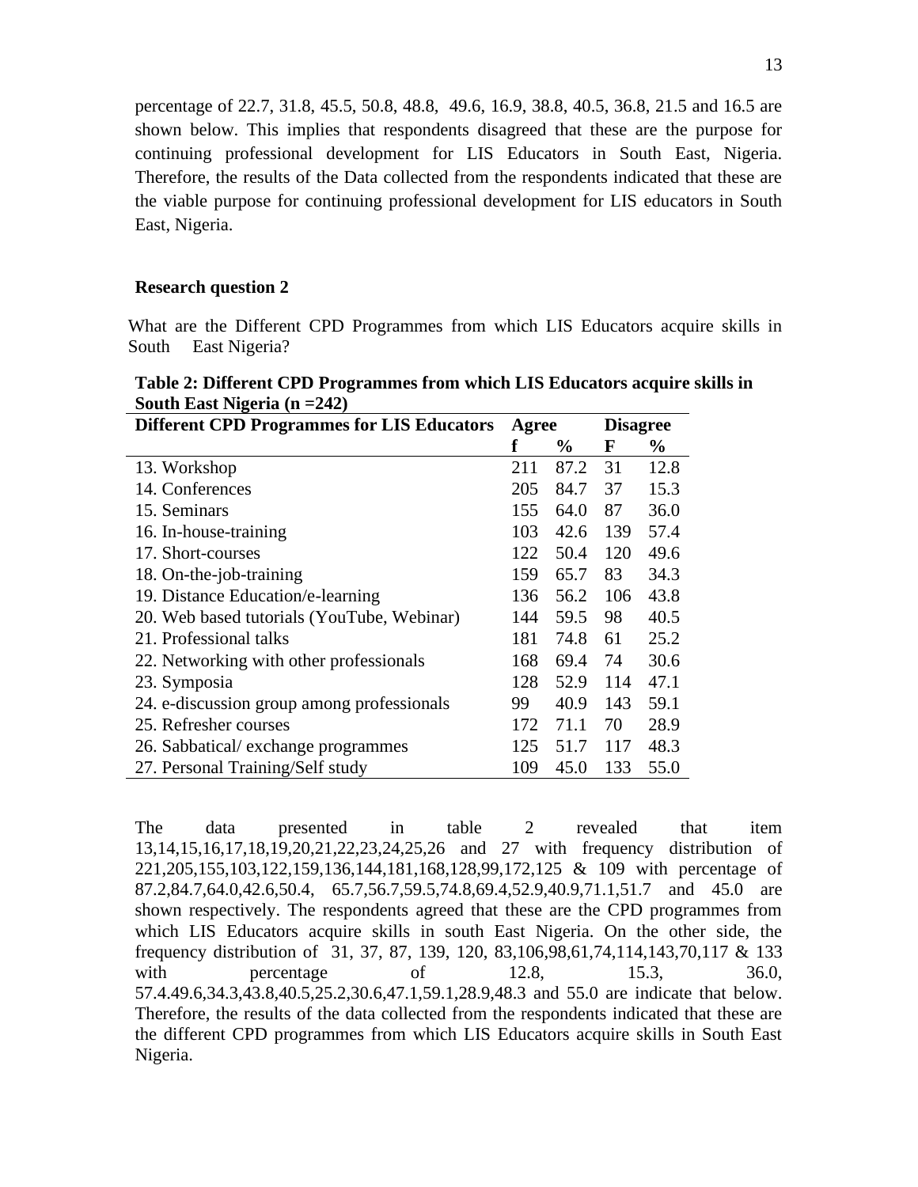percentage of 22.7, 31.8, 45.5, 50.8, 48.8, 49.6, 16.9, 38.8, 40.5, 36.8, 21.5 and 16.5 are shown below. This implies that respondents disagreed that these are the purpose for continuing professional development for LIS Educators in South East, Nigeria. Therefore, the results of the Data collected from the respondents indicated that these are the viable purpose for continuing professional development for LIS educators in South East, Nigeria.

**Research question 2**

What are the Different CPD Programmes from which LIS Educators acquire skills in South East Nigeria?

**Table 2: Different CPD Programmes from which LIS Educators acquire skills in South East Nigeria (n =242)**

| Different CPD Programmes for LIS Educators | Agree | | Disagree | |
|---|---|---|---|---|
| | f | % | F | % |
| 13. Workshop | 211 | 87.2 | 31 | 12.8 |
| 14. Conferences | 205 | 84.7 | 37 | 15.3 |
| 15. Seminars | 155 | 64.0 | 87 | 36.0 |
| 16. In-house-training | 103 | 42.6 | 139 | 57.4 |
| 17. Short-courses | 122 | 50.4 | 120 | 49.6 |
| 18. On-the-job-training | 159 | 65.7 | 83 | 34.3 |
| 19. Distance Education/e-learning | 136 | 56.2 | 106 | 43.8 |
| 20. Web based tutorials (YouTube, Webinar) | 144 | 59.5 | 98 | 40.5 |
| 21. Professional talks | 181 | 74.8 | 61 | 25.2 |
| 22. Networking with other professionals | 168 | 69.4 | 74 | 30.6 |
| 23. Symposia | 128 | 52.9 | 114 | 47.1 |
| 24. e-discussion group among professionals | 99 | 40.9 | 143 | 59.1 |
| 25. Refresher courses | 172 | 71.1 | 70 | 28.9 |
| 26. Sabbatical/ exchange programmes | 125 | 51.7 | 117 | 48.3 |
| 27. Personal Training/Self study | 109 | 45.0 | 133 | 55.0 |

The data presented in table 2 revealed that item 13,14,15,16,17,18,19,20,21,22,23,24,25,26 and 27 with frequency distribution of 221,205,155,103,122,159,136,144,181,168,128,99,172,125 & 109 with percentage of 87.2,84.7,64.0,42.6,50.4, 65.7,56.7,59.5,74.8,69.4,52.9,40.9,71.1,51.7 and 45.0 are shown respectively. The respondents agreed that these are the CPD programmes from which LIS Educators acquire skills in south East Nigeria. On the other side, the frequency distribution of 31, 37, 87, 139, 120, 83,106,98,61,74,114,143,70,117 & 133 with percentage of 12.8, 15.3, 36.0, 57.4.49.6,34.3,43.8,40.5,25.2,30.6,47.1,59.1,28.9,48.3 and 55.0 are indicate that below. Therefore, the results of the data collected from the respondents indicated that these are the different CPD programmes from which LIS Educators acquire skills in South East Nigeria.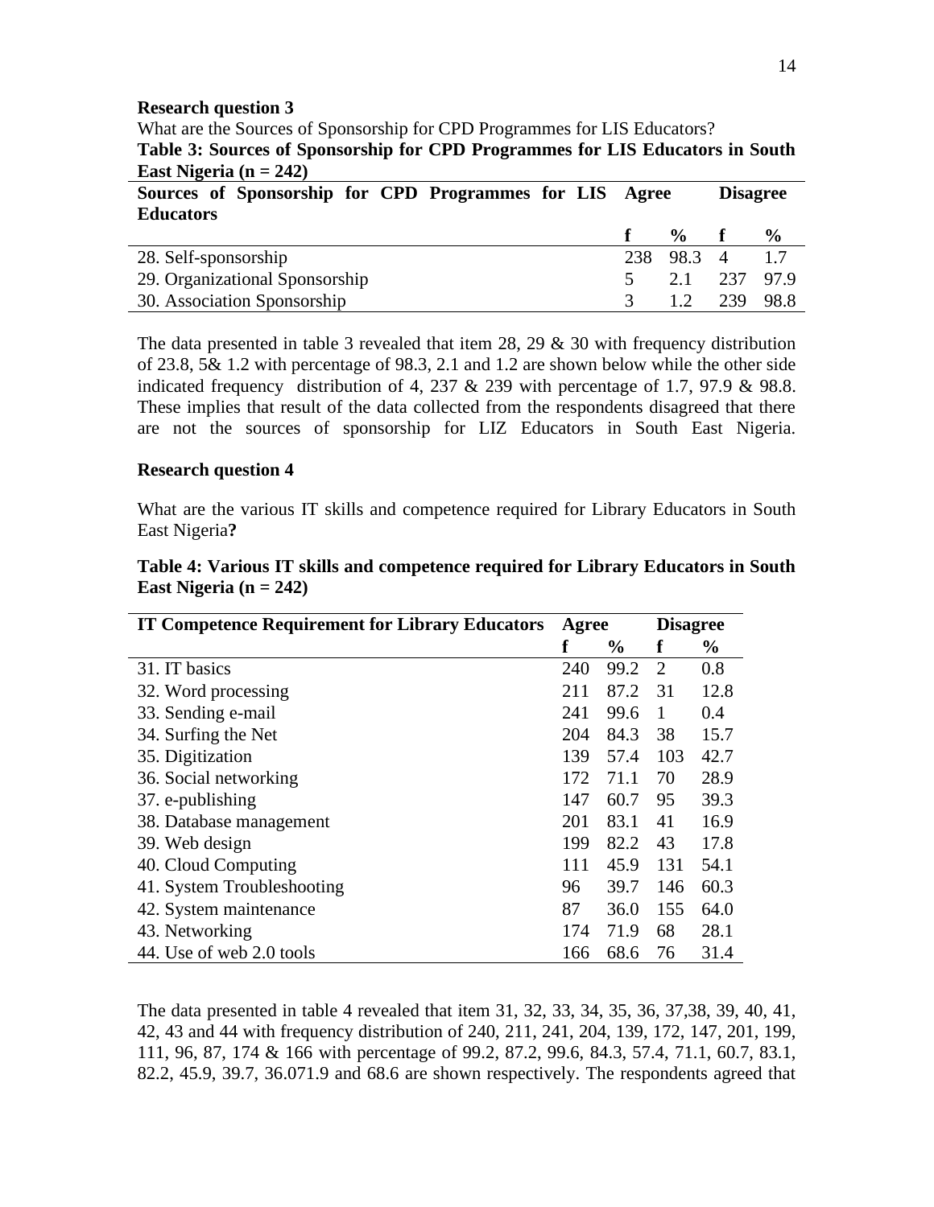**Research question 3**

What are the Sources of Sponsorship for CPD Programmes for LIS Educators?

**Table 3: Sources of Sponsorship for CPD Programmes for LIS Educators in South East Nigeria (n = 242)**

| Sources of Sponsorship for CPD Programmes for LIS Educators | Agree | | Disagree | |
|---|---|---|---|---|
| | f | % | f | % |
| 28. Self-sponsorship | 238 | 98.3 | 4 | 1.7 |
| 29. Organizational Sponsorship | 5 | 2.1 | 237 | 97.9 |
| 30. Association Sponsorship | 3 | 1.2 | 239 | 98.8 |

The data presented in table 3 revealed that item 28, 29 & 30 with frequency distribution of 23.8, 5& 1.2 with percentage of 98.3, 2.1 and 1.2 are shown below while the other side indicated frequency distribution of 4, 237 & 239 with percentage of 1.7, 97.9 & 98.8. These implies that result of the data collected from the respondents disagreed that there are not the sources of sponsorship for LIZ Educators in South East Nigeria.

**Research question 4**

What are the various IT skills and competence required for Library Educators in South East Nigeria**?**

**Table 4: Various IT skills and competence required for Library Educators in South East Nigeria (n = 242)**

| IT Competence Requirement for Library Educators | Agree | | Disagree | |
|---|---|---|---|---|
| | f | % | f | % |
| 31. IT basics | 240 | 99.2 | 2 | 0.8 |
| 32. Word processing | 211 | 87.2 | 31 | 12.8 |
| 33. Sending e-mail | 241 | 99.6 | 1 | 0.4 |
| 34. Surfing the Net | 204 | 84.3 | 38 | 15.7 |
| 35. Digitization | 139 | 57.4 | 103 | 42.7 |
| 36. Social networking | 172 | 71.1 | 70 | 28.9 |
| 37. e-publishing | 147 | 60.7 | 95 | 39.3 |
| 38. Database management | 201 | 83.1 | 41 | 16.9 |
| 39. Web design | 199 | 82.2 | 43 | 17.8 |
| 40. Cloud Computing | 111 | 45.9 | 131 | 54.1 |
| 41. System Troubleshooting | 96 | 39.7 | 146 | 60.3 |
| 42. System maintenance | 87 | 36.0 | 155 | 64.0 |
| 43. Networking | 174 | 71.9 | 68 | 28.1 |
| 44. Use of web 2.0 tools | 166 | 68.6 | 76 | 31.4 |

The data presented in table 4 revealed that item 31, 32, 33, 34, 35, 36, 37,38, 39, 40, 41, 42, 43 and 44 with frequency distribution of 240, 211, 241, 204, 139, 172, 147, 201, 199, 111, 96, 87, 174 & 166 with percentage of 99.2, 87.2, 99.6, 84.3, 57.4, 71.1, 60.7, 83.1, 82.2, 45.9, 39.7, 36.071.9 and 68.6 are shown respectively. The respondents agreed that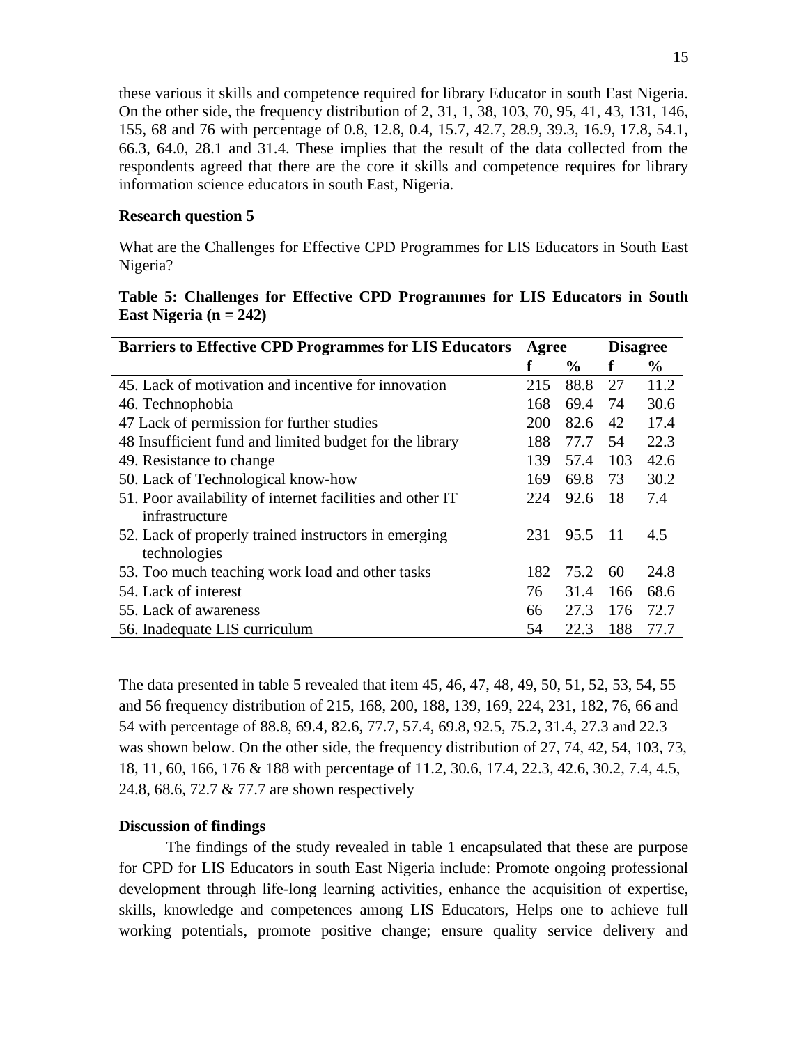these various it skills and competence required for library Educator in south East Nigeria. On the other side, the frequency distribution of 2, 31, 1, 38, 103, 70, 95, 41, 43, 131, 146, 155, 68 and 76 with percentage of 0.8, 12.8, 0.4, 15.7, 42.7, 28.9, 39.3, 16.9, 17.8, 54.1, 66.3, 64.0, 28.1 and 31.4. These implies that the result of the data collected from the respondents agreed that there are the core it skills and competence requires for library information science educators in south East, Nigeria.

**Research question 5**

What are the Challenges for Effective CPD Programmes for LIS Educators in South East Nigeria?

**Table 5: Challenges for Effective CPD Programmes for LIS Educators in South East Nigeria (n = 242)**

| Barriers to Effective CPD Programmes for LIS Educators | Agree | | Disagree | |
|---|---|---|---|---|
| | f | % | f | % |
| 45. Lack of motivation and incentive for innovation | 215 | 88.8 | 27 | 11.2 |
| 46. Technophobia | 168 | 69.4 | 74 | 30.6 |
| 47 Lack of permission for further studies | 200 | 82.6 | 42 | 17.4 |
| 48 Insufficient fund and limited budget for the library | 188 | 77.7 | 54 | 22.3 |
| 49. Resistance to change | 139 | 57.4 | 103 | 42.6 |
| 50. Lack of Technological know-how | 169 | 69.8 | 73 | 30.2 |
| 51. Poor availability of internet facilities and other IT infrastructure | 224 | 92.6 | 18 | 7.4 |
| 52. Lack of properly trained instructors in emerging technologies | 231 | 95.5 | 11 | 4.5 |
| 53. Too much teaching work load and other tasks | 182 | 75.2 | 60 | 24.8 |
| 54. Lack of interest | 76 | 31.4 | 166 | 68.6 |
| 55. Lack of awareness | 66 | 27.3 | 176 | 72.7 |
| 56. Inadequate LIS curriculum | 54 | 22.3 | 188 | 77.7 |

The data presented in table 5 revealed that item 45, 46, 47, 48, 49, 50, 51, 52, 53, 54, 55 and 56 frequency distribution of 215, 168, 200, 188, 139, 169, 224, 231, 182, 76, 66 and 54 with percentage of 88.8, 69.4, 82.6, 77.7, 57.4, 69.8, 92.5, 75.2, 31.4, 27.3 and 22.3 was shown below. On the other side, the frequency distribution of 27, 74, 42, 54, 103, 73, 18, 11, 60, 166, 176 & 188 with percentage of 11.2, 30.6, 17.4, 22.3, 42.6, 30.2, 7.4, 4.5, 24.8, 68.6, 72.7 & 77.7 are shown respectively

**Discussion of findings**

The findings of the study revealed in table 1 encapsulated that these are purpose for CPD for LIS Educators in south East Nigeria include: Promote ongoing professional development through life-long learning activities, enhance the acquisition of expertise, skills, knowledge and competences among LIS Educators, Helps one to achieve full working potentials, promote positive change; ensure quality service delivery and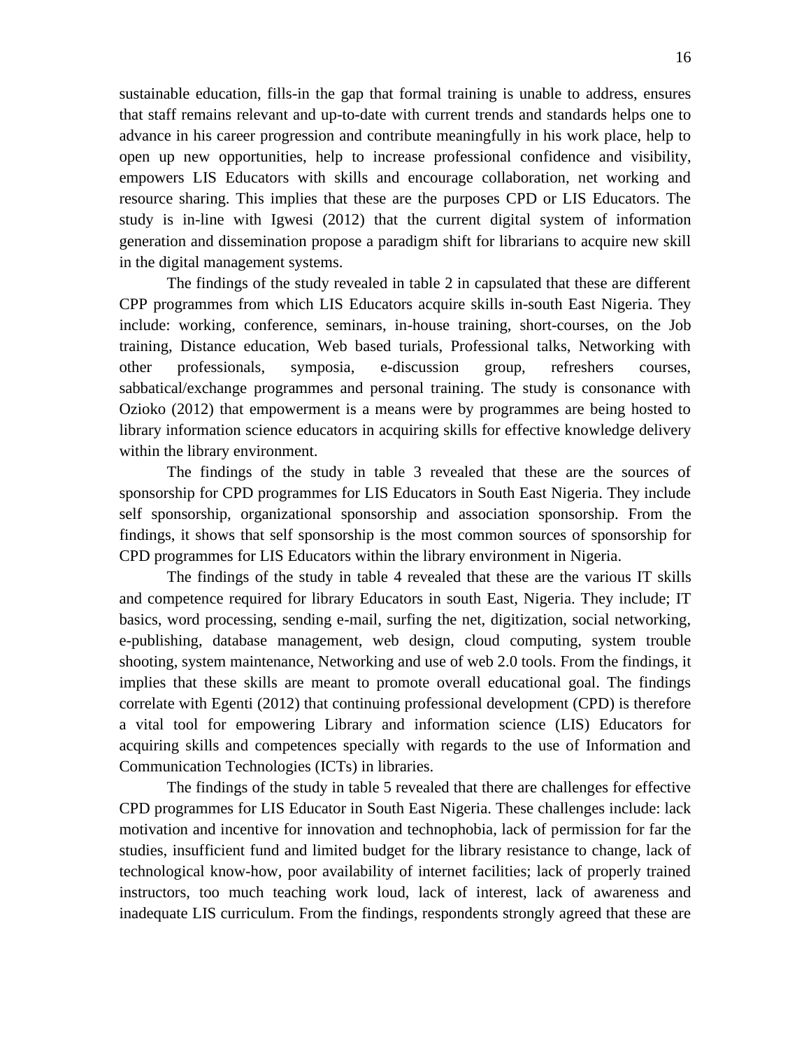sustainable education, fills-in the gap that formal training is unable to address, ensures that staff remains relevant and up-to-date with current trends and standards helps one to advance in his career progression and contribute meaningfully in his work place, help to open up new opportunities, help to increase professional confidence and visibility, empowers LIS Educators with skills and encourage collaboration, net working and resource sharing. This implies that these are the purposes CPD or LIS Educators. The study is in-line with Igwesi (2012) that the current digital system of information generation and dissemination propose a paradigm shift for librarians to acquire new skill in the digital management systems.

The findings of the study revealed in table 2 in capsulated that these are different CPP programmes from which LIS Educators acquire skills in-south East Nigeria. They include: working, conference, seminars, in-house training, short-courses, on the Job training, Distance education, Web based turials, Professional talks, Networking with other professionals, symposia, e-discussion group, refreshers courses, sabbatical/exchange programmes and personal training. The study is consonance with Ozioko (2012) that empowerment is a means were by programmes are being hosted to library information science educators in acquiring skills for effective knowledge delivery within the library environment.

The findings of the study in table 3 revealed that these are the sources of sponsorship for CPD programmes for LIS Educators in South East Nigeria. They include self sponsorship, organizational sponsorship and association sponsorship. From the findings, it shows that self sponsorship is the most common sources of sponsorship for CPD programmes for LIS Educators within the library environment in Nigeria.

The findings of the study in table 4 revealed that these are the various IT skills and competence required for library Educators in south East, Nigeria. They include; IT basics, word processing, sending e-mail, surfing the net, digitization, social networking, e-publishing, database management, web design, cloud computing, system trouble shooting, system maintenance, Networking and use of web 2.0 tools. From the findings, it implies that these skills are meant to promote overall educational goal. The findings correlate with Egenti (2012) that continuing professional development (CPD) is therefore a vital tool for empowering Library and information science (LIS) Educators for acquiring skills and competences specially with regards to the use of Information and Communication Technologies (ICTs) in libraries.

The findings of the study in table 5 revealed that there are challenges for effective CPD programmes for LIS Educator in South East Nigeria. These challenges include: lack motivation and incentive for innovation and technophobia, lack of permission for far the studies, insufficient fund and limited budget for the library resistance to change, lack of technological know-how, poor availability of internet facilities; lack of properly trained instructors, too much teaching work loud, lack of interest, lack of awareness and inadequate LIS curriculum. From the findings, respondents strongly agreed that these are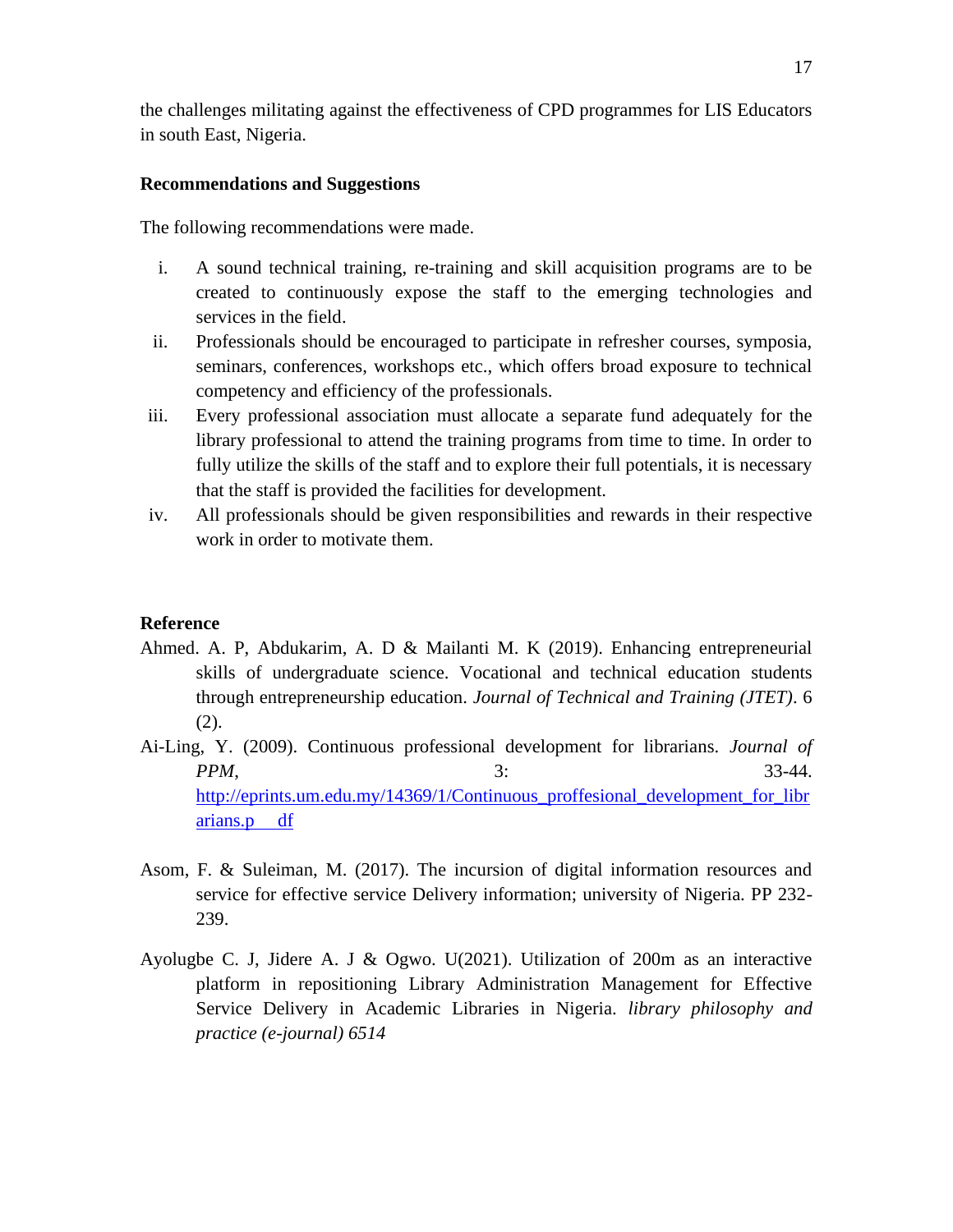the challenges militating against the effectiveness of CPD programmes for LIS Educators in south East, Nigeria.

**Recommendations and Suggestions**

The following recommendations were made.

i. A sound technical training, re-training and skill acquisition programs are to be created to continuously expose the staff to the emerging technologies and services in the field.
ii. Professionals should be encouraged to participate in refresher courses, symposia, seminars, conferences, workshops etc., which offers broad exposure to technical competency and efficiency of the professionals.
iii. Every professional association must allocate a separate fund adequately for the library professional to attend the training programs from time to time. In order to fully utilize the skills of the staff and to explore their full potentials, it is necessary that the staff is provided the facilities for development.
iv. All professionals should be given responsibilities and rewards in their respective work in order to motivate them.

**Reference**

Ahmed. A. P, Abdukarim, A. D & Mailanti M. K (2019). Enhancing entrepreneurial skills of undergraduate science. Vocational and technical education students through entrepreneurship education. *Journal of Technical and Training (JTET)*. 6 (2).

Ai-Ling, Y. (2009). Continuous professional development for librarians. *Journal of PPM*, 3: 33-44. http://eprints.um.edu.my/14369/1/Continuous_proffesional_development_for_librarians.p df

Asom, F. & Suleiman, M. (2017). The incursion of digital information resources and service for effective service Delivery information; university of Nigeria. PP 232-239.

Ayolugbe C. J, Jidere A. J & Ogwo. U(2021). Utilization of 200m as an interactive platform in repositioning Library Administration Management for Effective Service Delivery in Academic Libraries in Nigeria. *library philosophy and practice (e-journal) 6514*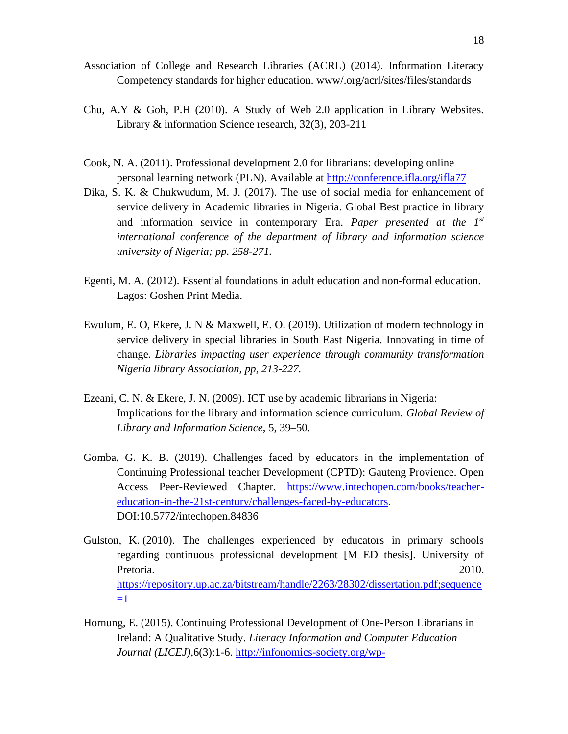Association of College and Research Libraries (ACRL) (2014). Information Literacy Competency standards for higher education. www/.org/acrl/sites/files/standards

Chu, A.Y & Goh, P.H (2010). A Study of Web 2.0 application in Library Websites. Library & information Science research, 32(3), 203-211

Cook, N. A. (2011). Professional development 2.0 for librarians: developing online personal learning network (PLN). Available at http://conference.ifla.org/ifla77

Dika, S. K. & Chukwudum, M. J. (2017). The use of social media for enhancement of service delivery in Academic libraries in Nigeria. Global Best practice in library and information service in contemporary Era. *Paper presented at the 1st international conference of the department of library and information science university of Nigeria; pp. 258-271.*

Egenti, M. A. (2012). Essential foundations in adult education and non-formal education. Lagos: Goshen Print Media.

Ewulum, E. O, Ekere, J. N & Maxwell, E. O. (2019). Utilization of modern technology in service delivery in special libraries in South East Nigeria. Innovating in time of change. *Libraries impacting user experience through community transformation Nigeria library Association, pp, 213-227.*

Ezeani, C. N. & Ekere, J. N. (2009). ICT use by academic librarians in Nigeria: Implications for the library and information science curriculum. *Global Review of Library and Information Science*, 5, 39–50.

Gomba, G. K. B. (2019). Challenges faced by educators in the implementation of Continuing Professional teacher Development (CPTD): Gauteng Provience. Open Access Peer-Reviewed Chapter. https://www.intechopen.com/books/teacher-education-in-the-21st-century/challenges-faced-by-educators. DOI:10.5772/intechopen.84836

Gulston, K. (2010). The challenges experienced by educators in primary schools regarding continuous professional development [M ED thesis]. University of Pretoria. 2010. https://repository.up.ac.za/bitstream/handle/2263/28302/dissertation.pdf;sequence=1

Hornung, E. (2015). Continuing Professional Development of One-Person Librarians in Ireland: A Qualitative Study. *Literacy Information and Computer Education Journal (LICEJ)*,6(3):1-6. http://infonomics-society.org/wp-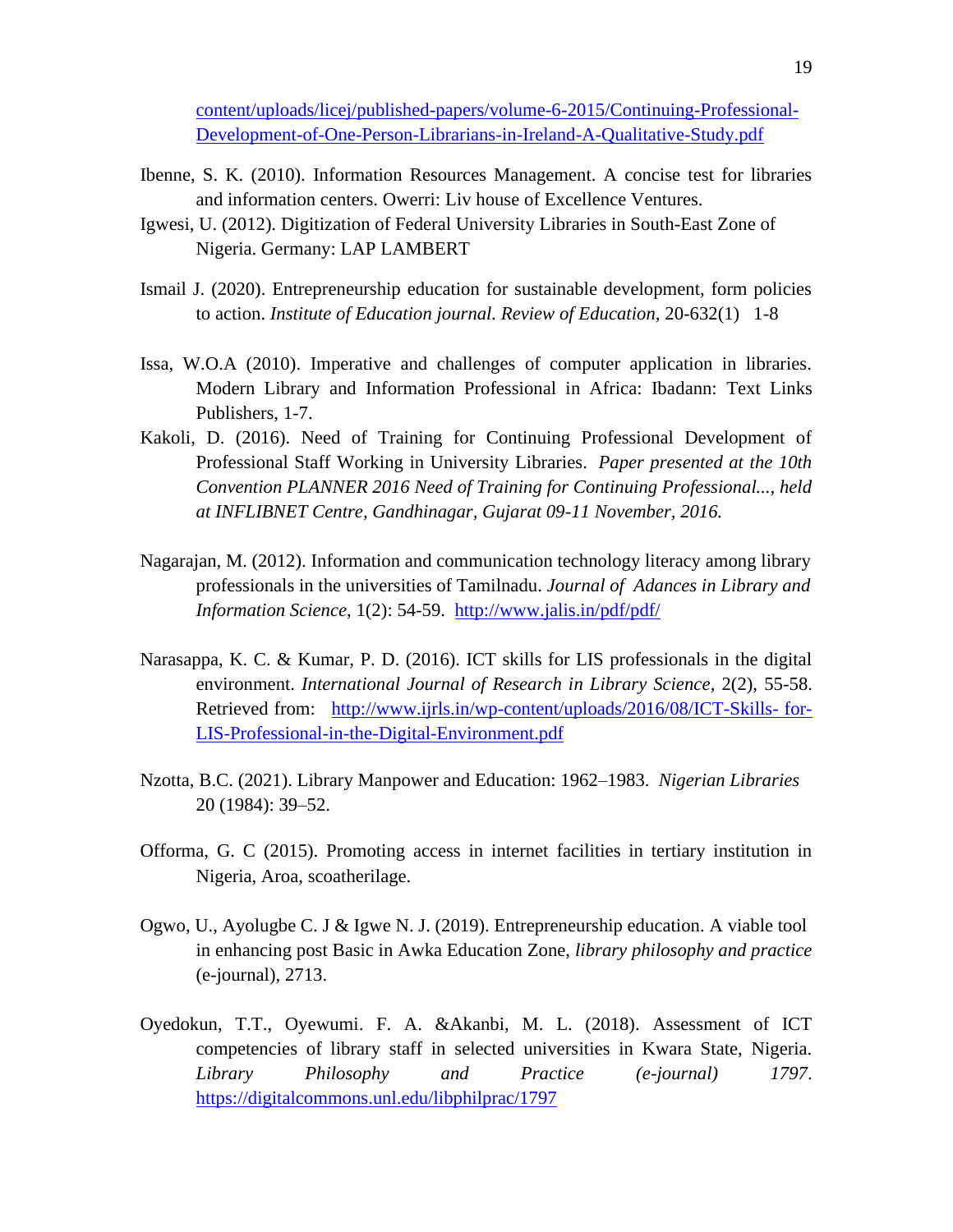content/uploads/licej/published-papers/volume-6-2015/Continuing-Professional-Development-of-One-Person-Librarians-in-Ireland-A-Qualitative-Study.pdf

Ibenne, S. K. (2010). Information Resources Management. A concise test for libraries and information centers. Owerri: Liv house of Excellence Ventures.

Igwesi, U. (2012). Digitization of Federal University Libraries in South-East Zone of Nigeria. Germany: LAP LAMBERT

Ismail J. (2020). Entrepreneurship education for sustainable development, form policies to action. *Institute of Education journal. Review of Education,* 20-632(1) 1-8

Issa, W.O.A (2010). Imperative and challenges of computer application in libraries. Modern Library and Information Professional in Africa: Ibadann: Text Links Publishers, 1-7.

Kakoli, D. (2016). Need of Training for Continuing Professional Development of Professional Staff Working in University Libraries. *Paper presented at the 10th Convention PLANNER 2016 Need of Training for Continuing Professional..., held at INFLIBNET Centre, Gandhinagar, Gujarat 09-11 November, 2016.*

Nagarajan, M. (2012). Information and communication technology literacy among library professionals in the universities of Tamilnadu. *Journal of Adances in Library and Information Science*, 1(2): 54-59. http://www.jalis.in/pdf/pdf/

Narasappa, K. C. & Kumar, P. D. (2016). ICT skills for LIS professionals in the digital environment. *International Journal of Research in Library Science*, 2(2), 55-58. Retrieved from: http://www.ijrls.in/wp-content/uploads/2016/08/ICT-Skills- for-LIS-Professional-in-the-Digital-Environment.pdf

Nzotta, B.C. (2021). Library Manpower and Education: 1962–1983. *Nigerian Libraries* 20 (1984): 39–52.

Offorma, G. C (2015). Promoting access in internet facilities in tertiary institution in Nigeria, Aroa, scoatherilage.

Ogwo, U., Ayolugbe C. J & Igwe N. J. (2019). Entrepreneurship education. A viable tool in enhancing post Basic in Awka Education Zone, *library philosophy and practice* (e-journal), 2713.

Oyedokun, T.T., Oyewumi. F. A. &Akanbi, M. L. (2018). Assessment of ICT competencies of library staff in selected universities in Kwara State, Nigeria. *Library Philosophy and Practice (e-journal) 1797*. https://digitalcommons.unl.edu/libphilprac/1797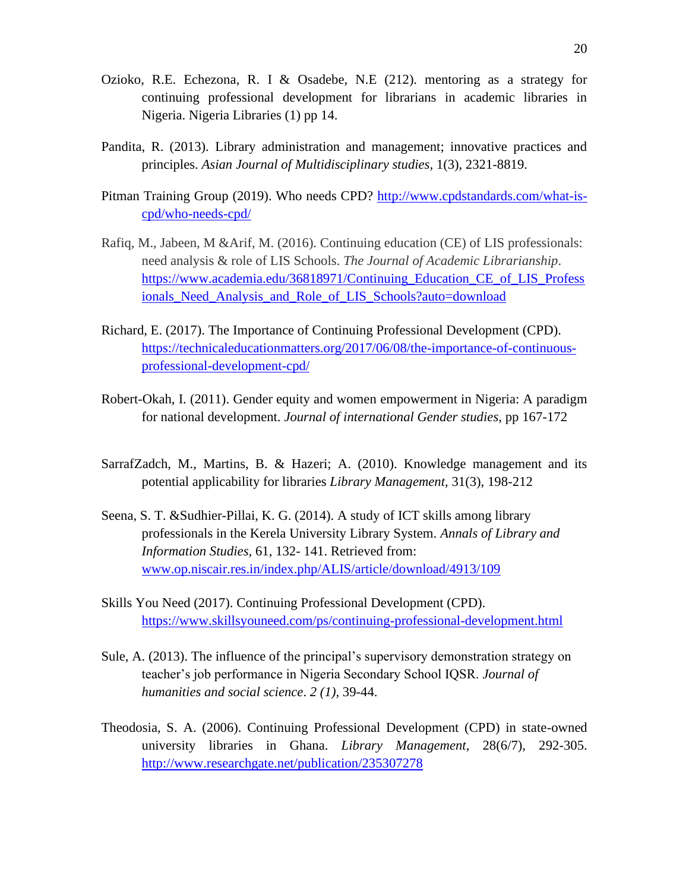Ozioko, R.E. Echezona, R. I & Osadebe, N.E (212). mentoring as a strategy for continuing professional development for librarians in academic libraries in Nigeria. Nigeria Libraries (1) pp 14.

Pandita, R. (2013). Library administration and management; innovative practices and principles. *Asian Journal of Multidisciplinary studies*, 1(3), 2321-8819.

Pitman Training Group (2019). Who needs CPD? http://www.cpdstandards.com/what-is-cpd/who-needs-cpd/

Rafiq, M., Jabeen, M &Arif, M. (2016). Continuing education (CE) of LIS professionals: need analysis & role of LIS Schools. *The Journal of Academic Librarianship*. https://www.academia.edu/36818971/Continuing_Education_CE_of_LIS_Professionals_Need_Analysis_and_Role_of_LIS_Schools?auto=download

Richard, E. (2017). The Importance of Continuing Professional Development (CPD). https://technicaleducationmatters.org/2017/06/08/the-importance-of-continuous-professional-development-cpd/

Robert-Okah, I. (2011). Gender equity and women empowerment in Nigeria: A paradigm for national development. *Journal of international Gender studies*, pp 167-172

SarrafZadch, M., Martins, B. & Hazeri; A. (2010). Knowledge management and its potential applicability for libraries *Library Management,* 31(3), 198-212

Seena, S. T. &Sudhier-Pillai, K. G. (2014). A study of ICT skills among library professionals in the Kerela University Library System. *Annals of Library and Information Studies,* 61, 132- 141. Retrieved from: www.op.niscair.res.in/index.php/ALIS/article/download/4913/109

Skills You Need (2017). Continuing Professional Development (CPD). https://www.skillsyouneed.com/ps/continuing-professional-development.html

Sule, A. (2013). The influence of the principal's supervisory demonstration strategy on teacher's job performance in Nigeria Secondary School IQSR. *Journal of humanities and social science*. *2 (1),* 39-44.

Theodosia, S. A. (2006). Continuing Professional Development (CPD) in state-owned university libraries in Ghana. *Library Management*, 28(6/7), 292-305. http://www.researchgate.net/publication/235307278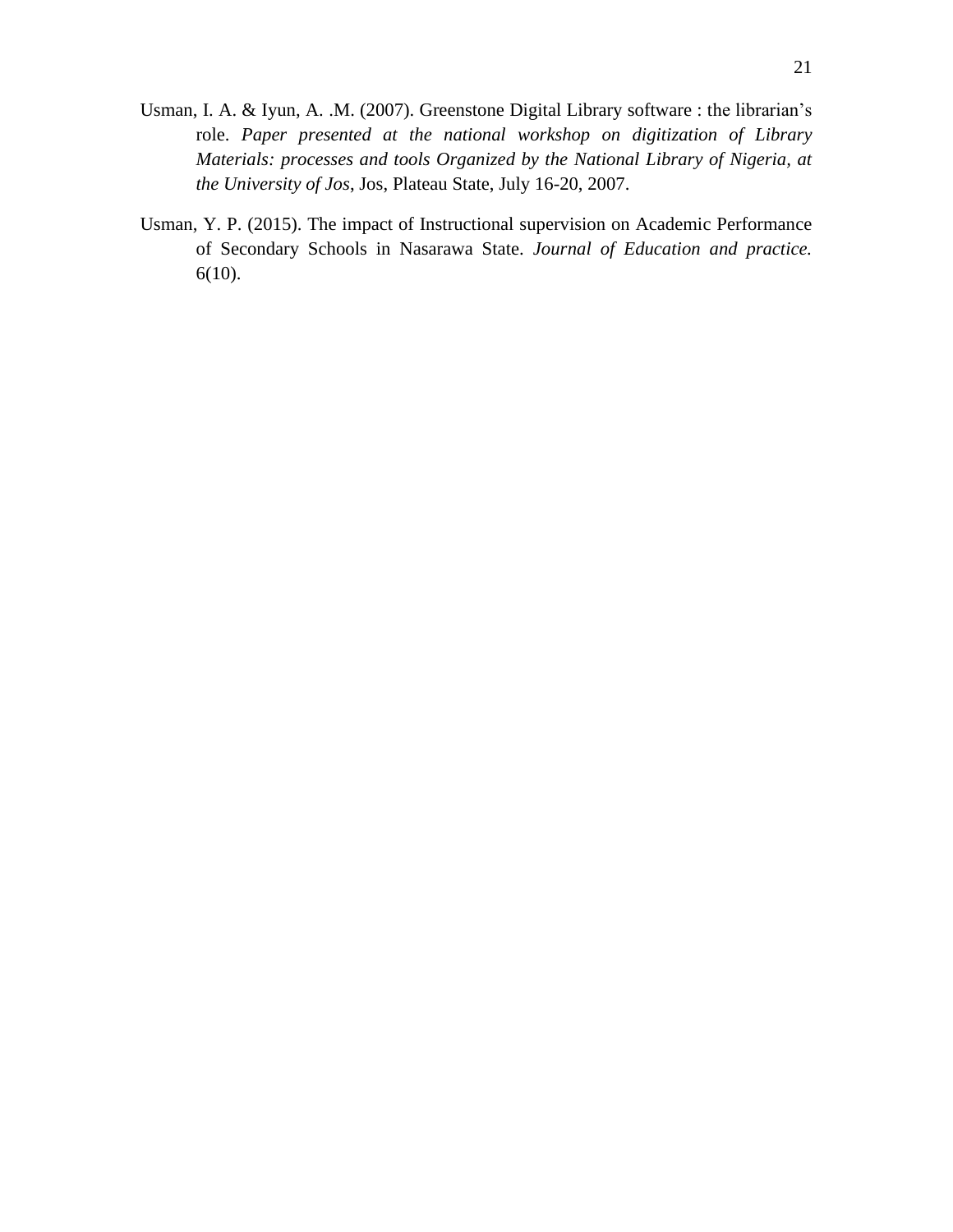Usman, I. A. & Iyun, A. .M. (2007). Greenstone Digital Library software : the librarian's role. *Paper presented at the national workshop on digitization of Library Materials: processes and tools Organized by the National Library of Nigeria, at the University of Jos*, Jos, Plateau State, July 16-20, 2007.

Usman, Y. P. (2015). The impact of Instructional supervision on Academic Performance of Secondary Schools in Nasarawa State. *Journal of Education and practice.* 6(10).